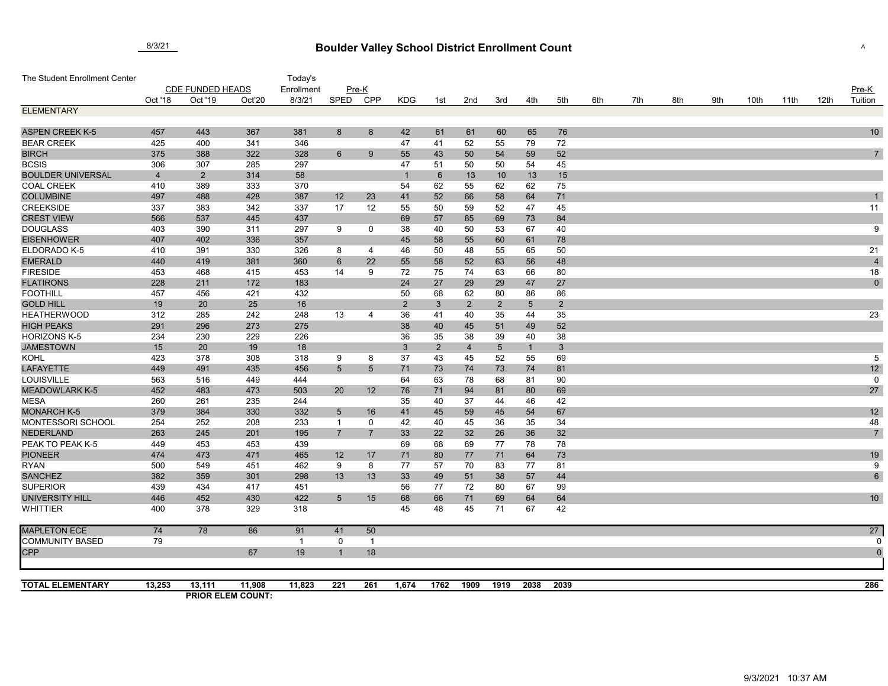8/3/21

# Boulder Valley School District Enrollment Count

A

| The Student Enrollment Center | CDE FUNDED HEADS | | | Today's Enrollment | Pre-K | | | | | | | | | | | | | | | | Pre-K |
|---|---|---|---|---|---|---|---|---|---|---|---|---|---|---|---|---|---|---|---|---|---|
| | Oct '18 | Oct '19 | Oct'20 | 8/3/21 | SPED | CPP | KDG | 1st | 2nd | 3rd | 4th | 5th | 6th | 7th | 8th | 9th | 10th | 11th | 12th | Tuition |
| **ELEMENTARY** | | | | | | | | | | | | | | | | | | | | |
| ASPEN CREEK K-5 | 457 | 443 | 367 | 381 | 8 | 8 | 42 | 61 | 61 | 60 | 65 | 76 | | | | | | | | 10 |
| BEAR CREEK | 425 | 400 | 341 | 346 | | | 47 | 41 | 52 | 55 | 79 | 72 | | | | | | | | |
| BIRCH | 375 | 388 | 322 | 328 | 6 | 9 | 55 | 43 | 50 | 54 | 59 | 52 | | | | | | | | 7 |
| BCSIS | 306 | 307 | 285 | 297 | | | 47 | 51 | 50 | 50 | 54 | 45 | | | | | | | | |
| BOULDER UNIVERSAL | 4 | 2 | 314 | 58 | | | 1 | 6 | 13 | 10 | 13 | 15 | | | | | | | | |
| COAL CREEK | 410 | 389 | 333 | 370 | | | 54 | 62 | 55 | 62 | 62 | 75 | | | | | | | | |
| COLUMBINE | 497 | 488 | 428 | 387 | 12 | 23 | 41 | 52 | 66 | 58 | 64 | 71 | | | | | | | | 1 |
| CREEKSIDE | 337 | 383 | 342 | 337 | 17 | 12 | 55 | 50 | 59 | 52 | 47 | 45 | | | | | | | | 11 |
| CREST VIEW | 566 | 537 | 445 | 437 | | | 69 | 57 | 85 | 69 | 73 | 84 | | | | | | | | |
| DOUGLASS | 403 | 390 | 311 | 297 | 9 | 0 | 38 | 40 | 50 | 53 | 67 | 40 | | | | | | | | 9 |
| EISENHOWER | 407 | 402 | 336 | 357 | | | 45 | 58 | 55 | 60 | 61 | 78 | | | | | | | | |
| ELDORADO K-5 | 410 | 391 | 330 | 326 | 8 | 4 | 46 | 50 | 48 | 55 | 65 | 50 | | | | | | | | 21 |
| EMERALD | 440 | 419 | 381 | 360 | 6 | 22 | 55 | 58 | 52 | 63 | 56 | 48 | | | | | | | | 4 |
| FIRESIDE | 453 | 468 | 415 | 453 | 14 | 9 | 72 | 75 | 74 | 63 | 66 | 80 | | | | | | | | 18 |
| FLATIRONS | 228 | 211 | 172 | 183 | | | 24 | 27 | 29 | 29 | 47 | 27 | | | | | | | | 0 |
| FOOTHILL | 457 | 456 | 421 | 432 | | | 50 | 68 | 62 | 80 | 86 | 86 | | | | | | | | |
| GOLD HILL | 19 | 20 | 25 | 16 | | | 2 | 3 | 2 | 2 | 5 | 2 | | | | | | | | |
| HEATHERWOOD | 312 | 285 | 242 | 248 | 13 | 4 | 36 | 41 | 40 | 35 | 44 | 35 | | | | | | | | 23 |
| HIGH PEAKS | 291 | 296 | 273 | 275 | | | 38 | 40 | 45 | 51 | 49 | 52 | | | | | | | | |
| HORIZONS K-5 | 234 | 230 | 229 | 226 | | | 36 | 35 | 38 | 39 | 40 | 38 | | | | | | | | |
| JAMESTOWN | 15 | 20 | 19 | 18 | | | 3 | 2 | 4 | 5 | 1 | 3 | | | | | | | | |
| KOHL | 423 | 378 | 308 | 318 | 9 | 8 | 37 | 43 | 45 | 52 | 55 | 69 | | | | | | | | 5 |
| LAFAYETTE | 449 | 491 | 435 | 456 | 5 | 5 | 71 | 73 | 74 | 73 | 74 | 81 | | | | | | | | 12 |
| LOUISVILLE | 563 | 516 | 449 | 444 | | | 64 | 63 | 78 | 68 | 81 | 90 | | | | | | | | 0 |
| MEADOWLARK K-5 | 452 | 483 | 473 | 503 | 20 | 12 | 76 | 71 | 94 | 81 | 80 | 69 | | | | | | | | 27 |
| MESA | 260 | 261 | 235 | 244 | | | 35 | 40 | 37 | 44 | 46 | 42 | | | | | | | | |
| MONARCH K-5 | 379 | 384 | 330 | 332 | 5 | 16 | 41 | 45 | 59 | 45 | 54 | 67 | | | | | | | | 12 |
| MONTESSORI SCHOOL | 254 | 252 | 208 | 233 | 1 | 0 | 42 | 40 | 45 | 36 | 35 | 34 | | | | | | | | 48 |
| NEDERLAND | 263 | 245 | 201 | 195 | 7 | 7 | 33 | 22 | 32 | 26 | 36 | 32 | | | | | | | | 7 |
| PEAK TO PEAK K-5 | 449 | 453 | 453 | 439 | | | 69 | 68 | 69 | 77 | 78 | 78 | | | | | | | | |
| PIONEER | 474 | 473 | 471 | 465 | 12 | 17 | 71 | 80 | 77 | 71 | 64 | 73 | | | | | | | | 19 |
| RYAN | 500 | 549 | 451 | 462 | 9 | 8 | 77 | 57 | 70 | 83 | 77 | 81 | | | | | | | | 9 |
| SANCHEZ | 382 | 359 | 301 | 298 | 13 | 13 | 33 | 49 | 51 | 38 | 57 | 44 | | | | | | | | 6 |
| SUPERIOR | 439 | 434 | 417 | 451 | | | 56 | 77 | 72 | 80 | 67 | 99 | | | | | | | | |
| UNIVERSITY HILL | 446 | 452 | 430 | 422 | 5 | 15 | 68 | 66 | 71 | 69 | 64 | 64 | | | | | | | | 10 |
| WHITTIER | 400 | 378 | 329 | 318 | | | 45 | 48 | 45 | 71 | 67 | 42 | | | | | | | | |
| MAPLETON ECE | 74 | 78 | 86 | 91 | 41 | 50 | | | | | | | | | | | | | | 27 |
| COMMUNITY BASED | 79 | | | 1 | 0 | 1 | | | | | | | | | | | | | | 0 |
| CPP | | | 67 | 19 | 1 | 18 | | | | | | | | | | | | | | 0 |
| **TOTAL ELEMENTARY** | **13,253** | **13,111** | **11,908** | **11,823** | **221** | **261** | **1,674** | **1762** | **1909** | **1919** | **2038** | **2039** | | | | | | | | **286** |

**PRIOR ELEM COUNT:**

9/3/2021 10:37 AM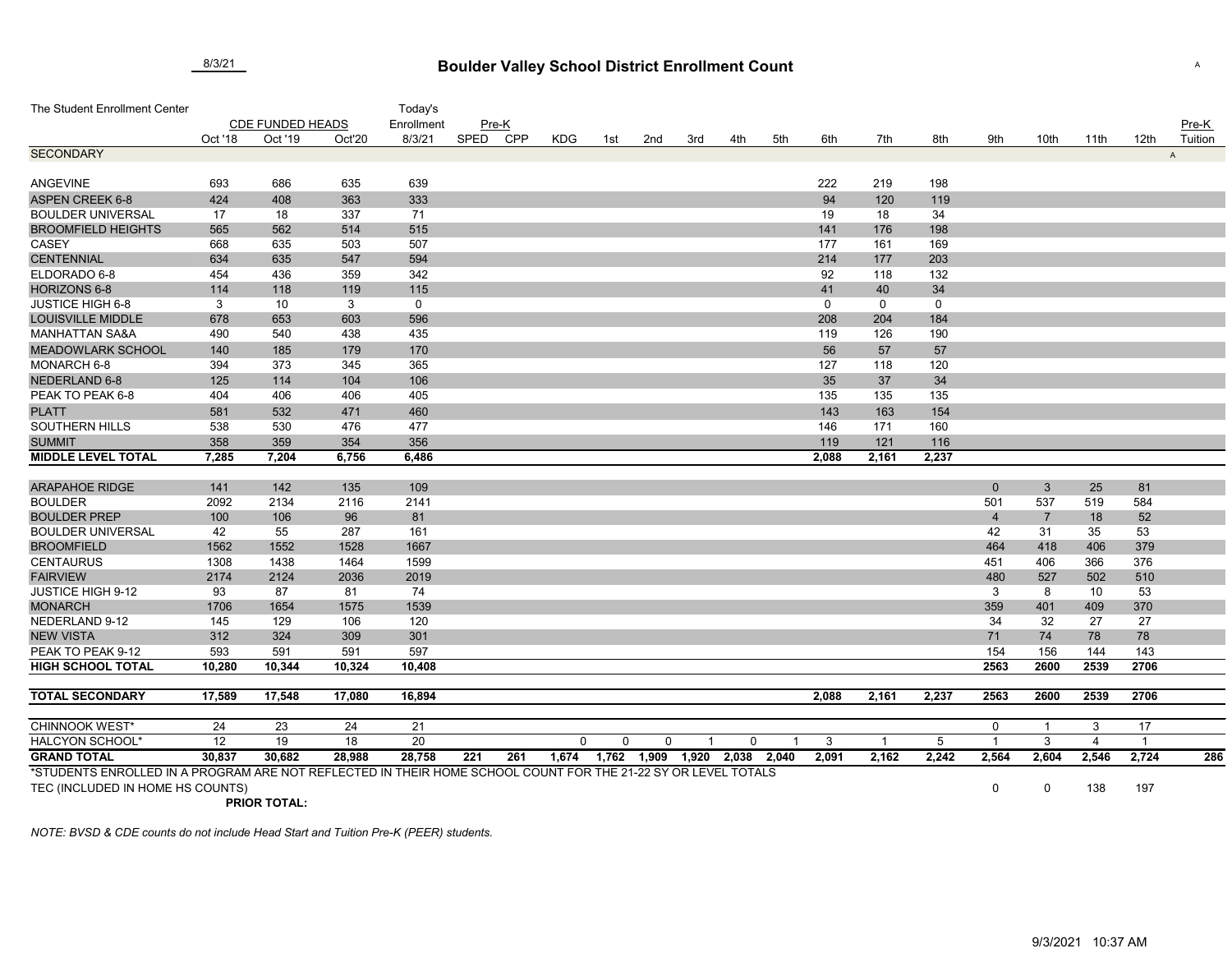8/3/21

## Boulder Valley School District Enrollment Count

The Student Enrollment Center

| | CDE FUNDED HEADS | | | Today's Enrollment | Pre-K | | | | | | | | | | | | | | | Pre-K |
|---|---|---|---|---|---|---|---|---|---|---|---|---|---|---|---|---|---|---|---|---|
| | Oct '18 | Oct '19 | Oct'20 | 8/3/21 | SPED | CPP | KDG | 1st | 2nd | 3rd | 4th | 5th | 6th | 7th | 8th | 9th | 10th | 11th | 12th | Tuition |
| **SECONDARY** | | | | | | | | | | | | | | | | | | | | |
| ANGEVINE | 693 | 686 | 635 | 639 | | | | | | | | | 222 | 219 | 198 | | | | | |
| ASPEN CREEK 6-8 | 424 | 408 | 363 | 333 | | | | | | | | | 94 | 120 | 119 | | | | | |
| BOULDER UNIVERSAL | 17 | 18 | 337 | 71 | | | | | | | | | 19 | 18 | 34 | | | | | |
| BROOMFIELD HEIGHTS | 565 | 562 | 514 | 515 | | | | | | | | | 141 | 176 | 198 | | | | | |
| CASEY | 668 | 635 | 503 | 507 | | | | | | | | | 177 | 161 | 169 | | | | | |
| CENTENNIAL | 634 | 635 | 547 | 594 | | | | | | | | | 214 | 177 | 203 | | | | | |
| ELDORADO 6-8 | 454 | 436 | 359 | 342 | | | | | | | | | 92 | 118 | 132 | | | | | |
| HORIZONS 6-8 | 114 | 118 | 119 | 115 | | | | | | | | | 41 | 40 | 34 | | | | | |
| JUSTICE HIGH 6-8 | 3 | 10 | 3 | 0 | | | | | | | | | 0 | 0 | 0 | | | | | |
| LOUISVILLE MIDDLE | 678 | 653 | 603 | 596 | | | | | | | | | 208 | 204 | 184 | | | | | |
| MANHATTAN SA&A | 490 | 540 | 438 | 435 | | | | | | | | | 119 | 126 | 190 | | | | | |
| MEADOWLARK SCHOOL | 140 | 185 | 179 | 170 | | | | | | | | | 56 | 57 | 57 | | | | | |
| MONARCH 6-8 | 394 | 373 | 345 | 365 | | | | | | | | | 127 | 118 | 120 | | | | | |
| NEDERLAND 6-8 | 125 | 114 | 104 | 106 | | | | | | | | | 35 | 37 | 34 | | | | | |
| PEAK TO PEAK 6-8 | 404 | 406 | 406 | 405 | | | | | | | | | 135 | 135 | 135 | | | | | |
| PLATT | 581 | 532 | 471 | 460 | | | | | | | | | 143 | 163 | 154 | | | | | |
| SOUTHERN HILLS | 538 | 530 | 476 | 477 | | | | | | | | | 146 | 171 | 160 | | | | | |
| SUMMIT | 358 | 359 | 354 | 356 | | | | | | | | | 119 | 121 | 116 | | | | | |
| **MIDDLE LEVEL TOTAL** | **7,285** | **7,204** | **6,756** | **6,486** | | | | | | | | | **2,088** | **2,161** | **2,237** | | | | | |
| ARAPAHOE RIDGE | 141 | 142 | 135 | 109 | | | | | | | | | | | | 0 | 3 | 25 | 81 | |
| BOULDER | 2092 | 2134 | 2116 | 2141 | | | | | | | | | | | | 501 | 537 | 519 | 584 | |
| BOULDER PREP | 100 | 106 | 96 | 81 | | | | | | | | | | | | 4 | 7 | 18 | 52 | |
| BOULDER UNIVERSAL | 42 | 55 | 287 | 161 | | | | | | | | | | | | 42 | 31 | 35 | 53 | |
| BROOMFIELD | 1562 | 1552 | 1528 | 1667 | | | | | | | | | | | | 464 | 418 | 406 | 379 | |
| CENTAURUS | 1308 | 1438 | 1464 | 1599 | | | | | | | | | | | | 451 | 406 | 366 | 376 | |
| FAIRVIEW | 2174 | 2124 | 2036 | 2019 | | | | | | | | | | | | 480 | 527 | 502 | 510 | |
| JUSTICE HIGH 9-12 | 93 | 87 | 81 | 74 | | | | | | | | | | | | 3 | 8 | 10 | 53 | |
| MONARCH | 1706 | 1654 | 1575 | 1539 | | | | | | | | | | | | 359 | 401 | 409 | 370 | |
| NEDERLAND 9-12 | 145 | 129 | 106 | 120 | | | | | | | | | | | | 34 | 32 | 27 | 27 | |
| NEW VISTA | 312 | 324 | 309 | 301 | | | | | | | | | | | | 71 | 74 | 78 | 78 | |
| PEAK TO PEAK 9-12 | 593 | 591 | 591 | 597 | | | | | | | | | | | | 154 | 156 | 144 | 143 | |
| **HIGH SCHOOL TOTAL** | **10,280** | **10,344** | **10,324** | **10,408** | | | | | | | | | | | | **2563** | **2600** | **2539** | **2706** | |
| **TOTAL SECONDARY** | **17,589** | **17,548** | **17,080** | **16,894** | | | | | | | | | **2,088** | **2,161** | **2,237** | **2563** | **2600** | **2539** | **2706** | |
| CHINNOOK WEST* | 24 | 23 | 24 | 21 | | | | | | | | | | | | 0 | 1 | 3 | 17 | |
| HALCYON SCHOOL* | 12 | 19 | 18 | 20 | | | 0 | 0 | 0 | 1 | 0 | 1 | 3 | 1 | 5 | 1 | 3 | 4 | 1 | |
| **GRAND TOTAL** | **30,837** | **30,682** | **28,988** | **28,758** | **221** | **261** | **1,674** | **1,762** | **1,909** | **1,920** | **2,038** | **2,040** | **2,091** | **2,162** | **2,242** | **2,564** | **2,604** | **2,546** | **2,724** | **286** |
| TEC (INCLUDED IN HOME HS COUNTS) | | | | | | | | | | | | | | | | 0 | 0 | 138 | 197 | |

*STUDENTS ENROLLED IN A PROGRAM ARE NOT REFLECTED IN THEIR HOME SCHOOL COUNT FOR THE 21-22 SY OR LEVEL TOTALS

**PRIOR TOTAL:**

*NOTE: BVSD & CDE counts do not include Head Start and Tuition Pre-K (PEER) students.*